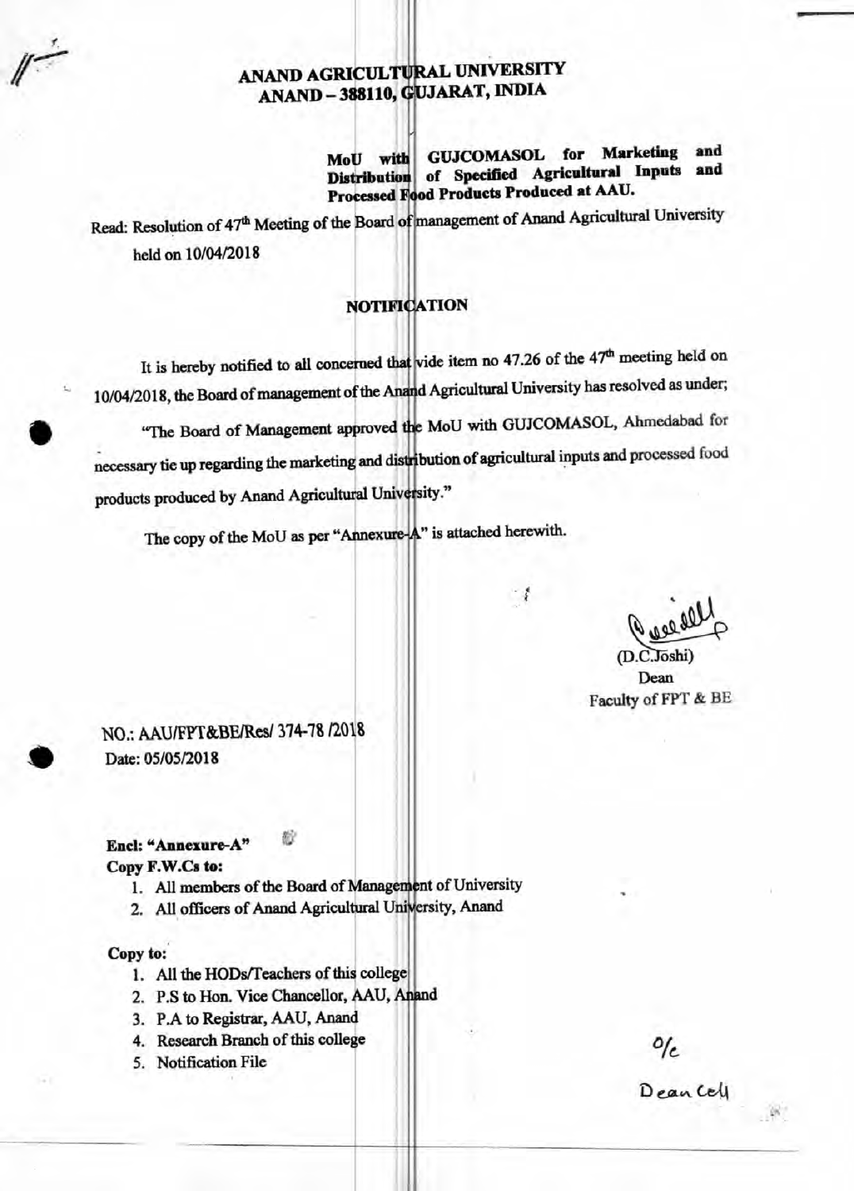# ANAND AGRICULTURAL UNIVERSITY
## ANAND – 388110, GUJARAT, INDIA

**MoU with GUJCOMASOL for Marketing and Distribution of Specified Agricultural Inputs and Processed Food Products Produced at AAU.**

Read: Resolution of 47th Meeting of the Board of management of Anand Agricultural University held on 10/04/2018

## NOTIFICATION

It is hereby notified to all concerned that vide item no 47.26 of the 47th meeting held on 10/04/2018, the Board of management of the Anand Agricultural University has resolved as under;

"The Board of Management approved the MoU with GUJCOMASOL, Ahmedabad for necessary tie up regarding the marketing and distribution of agricultural inputs and processed food products produced by Anand Agricultural University."

The copy of the MoU as per "Annexure-A" is attached herewith.

(D.C.Joshi)
Dean
Faculty of FPT & BE

NO.: AAU/FPT&BE/Res/ 374-78 /2018
Date: 05/05/2018

**Encl: "Annexure-A"**
**Copy F.W.Cs to:**

1. All members of the Board of Management of University
2. All officers of Anand Agricultural University, Anand

**Copy to:**

1. All the HODs/Teachers of this college
2. P.S to Hon. Vice Chancellor, AAU, Anand
3. P.A to Registrar, AAU, Anand
4. Research Branch of this college
5. Notification File

O/c
Dean Cell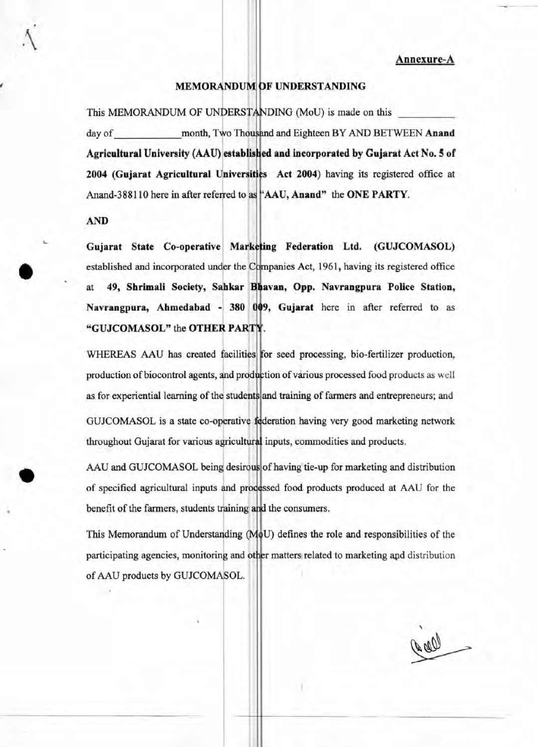Annexure-A

## MEMORANDUM OF UNDERSTANDING

This MEMORANDUM OF UNDERSTANDING (MoU) is made on this __________ day of ____________ month, Two Thousand and Eighteen BY AND BETWEEN **Anand Agricultural University (AAU) established and incorporated by Gujarat Act No. 5 of 2004 (Gujarat Agricultural Universities Act 2004)** having its registered office at Anand-388110 here in after referred to as **"AAU, Anand"** the **ONE PARTY**.

**AND**

**Gujarat State Co-operative Marketing Federation Ltd. (GUJCOMASOL)** established and incorporated under the Companies Act, 1961, having its registered office at **49, Shrimali Society, Sahkar Bhavan, Opp. Navrangpura Police Station, Navrangpura, Ahmedabad - 380 009, Gujarat** here in after referred to as **"GUJCOMASOL"** the **OTHER PARTY**.

WHEREAS AAU has created facilities for seed processing, bio-fertilizer production, production of biocontrol agents, and production of various processed food products as well as for experiential learning of the students and training of farmers and entrepreneurs; and

GUJCOMASOL is a state co-operative federation having very good marketing network throughout Gujarat for various agricultural inputs, commodities and products.

AAU and GUJCOMASOL being desirous of having tie-up for marketing and distribution of specified agricultural inputs and processed food products produced at AAU for the benefit of the farmers, students training and the consumers.

This Memorandum of Understanding (MoU) defines the role and responsibilities of the participating agencies, monitoring and other matters related to marketing and distribution of AAU products by GUJCOMASOL.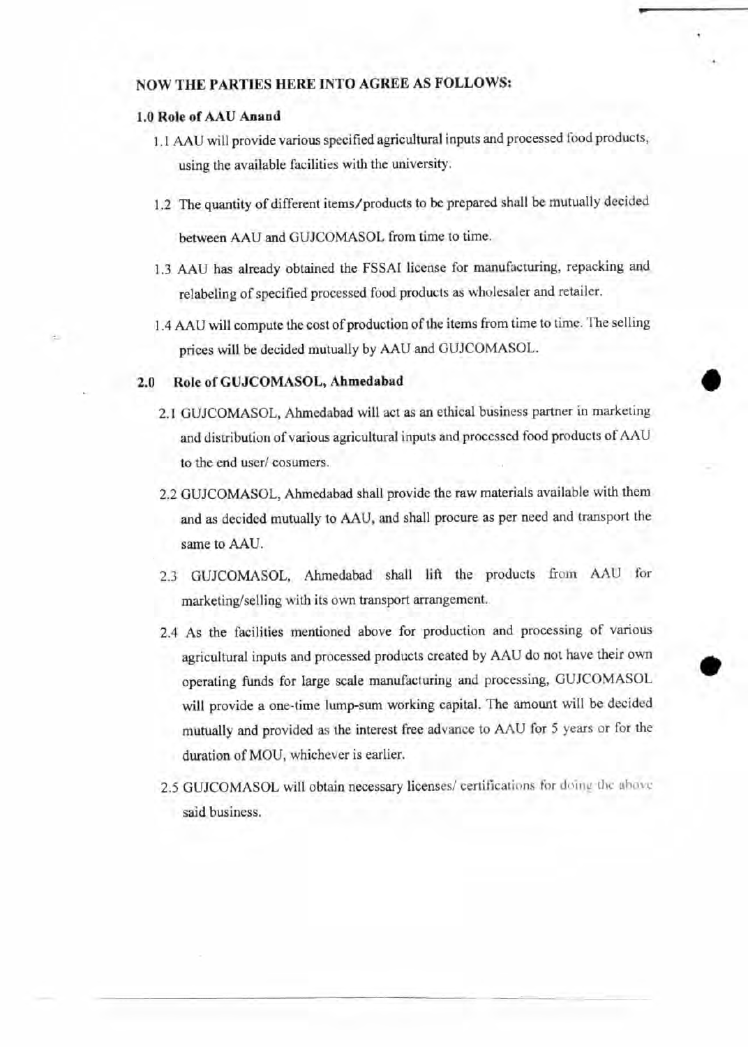**NOW THE PARTIES HERE INTO AGREE AS FOLLOWS:**

**1.0 Role of AAU Anand**

1.1 AAU will provide various specified agricultural inputs and processed food products, using the available facilities with the university.

1.2 The quantity of different items/products to be prepared shall be mutually decided between AAU and GUJCOMASOL from time to time.

1.3 AAU has already obtained the FSSAI license for manufacturing, repacking and relabeling of specified processed food products as wholesaler and retailer.

1.4 AAU will compute the cost of production of the items from time to time. The selling prices will be decided mutually by AAU and GUJCOMASOL.

**2.0 Role of GUJCOMASOL, Ahmedabad**

2.1 GUJCOMASOL, Ahmedabad will act as an ethical business partner in marketing and distribution of various agricultural inputs and processed food products of AAU to the end user/ cosumers.

2.2 GUJCOMASOL, Ahmedabad shall provide the raw materials available with them and as decided mutually to AAU, and shall procure as per need and transport the same to AAU.

2.3 GUJCOMASOL, Ahmedabad shall lift the products from AAU for marketing/selling with its own transport arrangement.

2.4 As the facilities mentioned above for production and processing of various agricultural inputs and processed products created by AAU do not have their own operating funds for large scale manufacturing and processing, GUJCOMASOL will provide a one-time lump-sum working capital. The amount will be decided mutually and provided as the interest free advance to AAU for 5 years or for the duration of MOU, whichever is earlier.

2.5 GUJCOMASOL will obtain necessary licenses/ certifications for doing the above said business.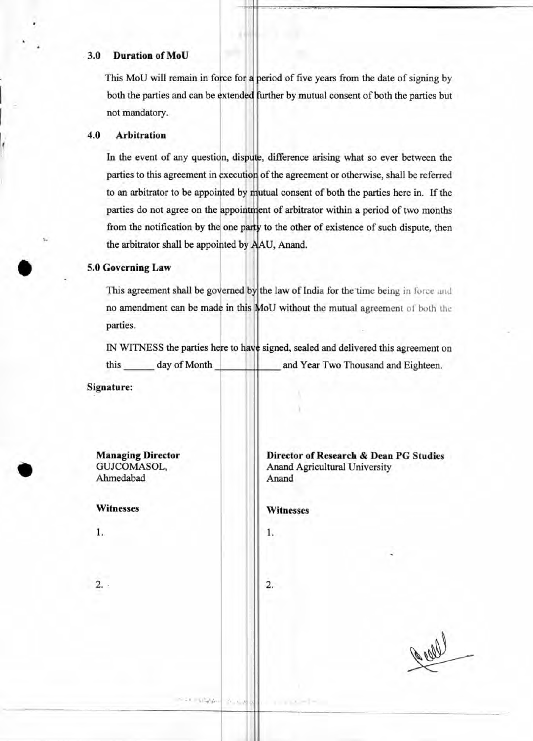### 3.0 Duration of MoU

This MoU will remain in force for a period of five years from the date of signing by both the parties and can be extended further by mutual consent of both the parties but not mandatory.

### 4.0 Arbitration

In the event of any question, dispute, difference arising what so ever between the parties to this agreement in execution of the agreement or otherwise, shall be referred to an arbitrator to be appointed by mutual consent of both the parties here in. If the parties do not agree on the appointment of arbitrator within a period of two months from the notification by the one party to the other of existence of such dispute, then the arbitrator shall be appointed by AAU, Anand.

### 5.0 Governing Law

This agreement shall be governed by the law of India for the time being in force and no amendment can be made in this MoU without the mutual agreement of both the parties.

IN WITNESS the parties here to have signed, sealed and delivered this agreement on this ______ day of Month ____________ and Year Two Thousand and Eighteen.

**Signature:**

**Managing Director**
GUJCOMASOL,
Ahmedabad

**Witnesses**

1.

2.

**Director of Research & Dean PG Studies**
Anand Agricultural University
Anand

**Witnesses**

1.

2.